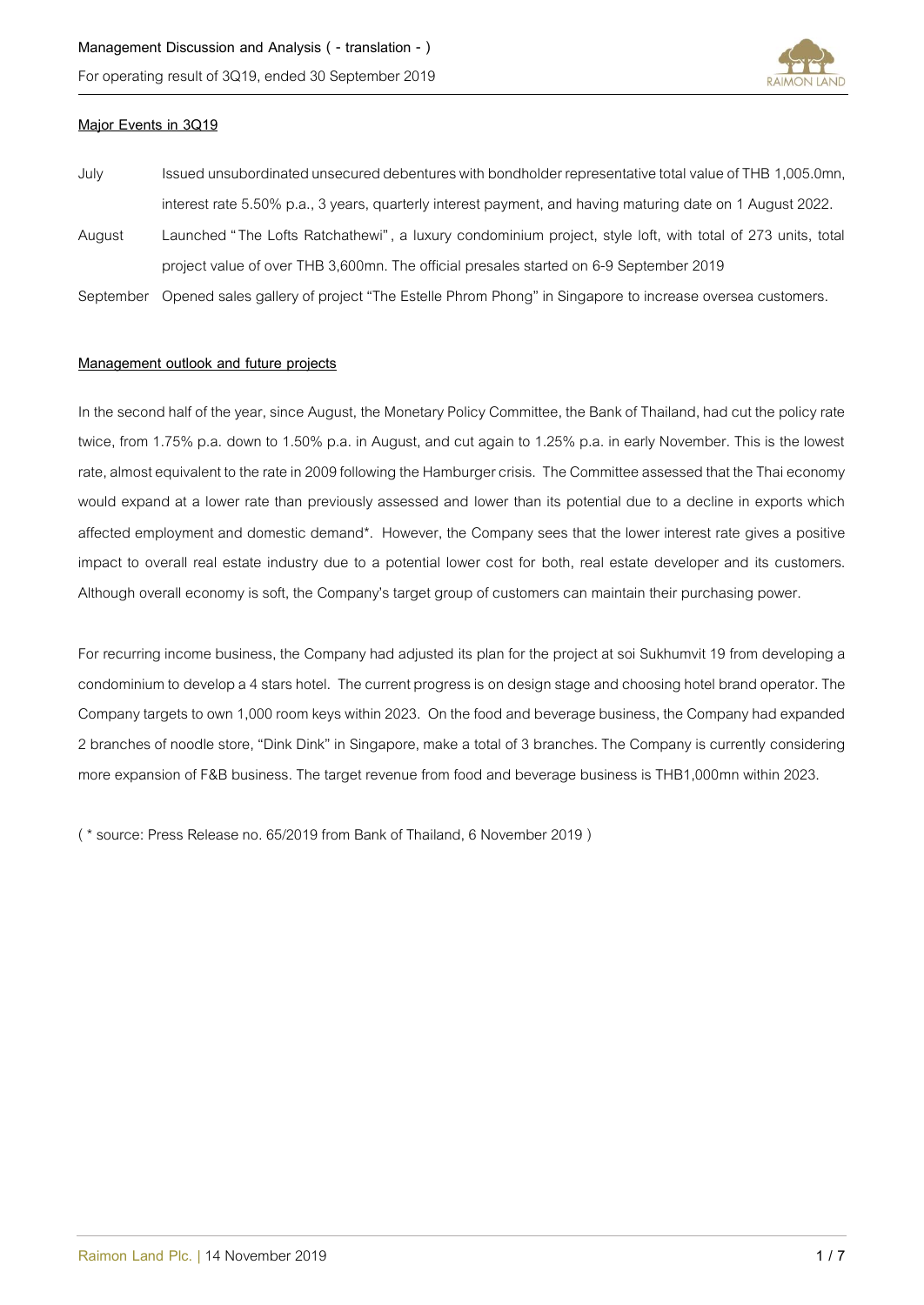## Major Events in 3Q19

| | |
|---|---|
| July | Issued unsubordinated unsecured debentures with bondholder representative total value of THB 1,005.0mn, interest rate 5.50% p.a., 3 years, quarterly interest payment, and having maturing date on 1 August 2022. |
| August | Launched "The Lofts Ratchathewi", a luxury condominium project, style loft, with total of 273 units, total project value of over THB 3,600mn. The official presales started on 6-9 September 2019 |
| September | Opened sales gallery of project "The Estelle Phrom Phong" in Singapore to increase oversea customers. |

## Management outlook and future projects

In the second half of the year, since August, the Monetary Policy Committee, the Bank of Thailand, had cut the policy rate twice, from 1.75% p.a. down to 1.50% p.a. in August, and cut again to 1.25% p.a. in early November. This is the lowest rate, almost equivalent to the rate in 2009 following the Hamburger crisis. The Committee assessed that the Thai economy would expand at a lower rate than previously assessed and lower than its potential due to a decline in exports which affected employment and domestic demand*. However, the Company sees that the lower interest rate gives a positive impact to overall real estate industry due to a potential lower cost for both, real estate developer and its customers. Although overall economy is soft, the Company's target group of customers can maintain their purchasing power.

For recurring income business, the Company had adjusted its plan for the project at soi Sukhumvit 19 from developing a condominium to develop a 4 stars hotel. The current progress is on design stage and choosing hotel brand operator. The Company targets to own 1,000 room keys within 2023. On the food and beverage business, the Company had expanded 2 branches of noodle store, "Dink Dink" in Singapore, make a total of 3 branches. The Company is currently considering more expansion of F&B business. The target revenue from food and beverage business is THB1,000mn within 2023.

( * source: Press Release no. 65/2019 from Bank of Thailand, 6 November 2019 )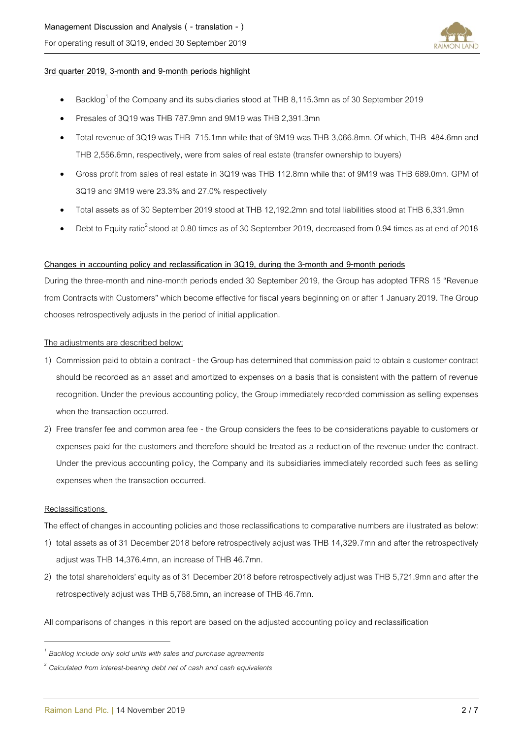**3rd quarter 2019, 3-month and 9-month periods highlight**

- Backlog[1] of the Company and its subsidiaries stood at THB 8,115.3mn as of 30 September 2019
- Presales of 3Q19 was THB 787.9mn and 9M19 was THB 2,391.3mn
- Total revenue of 3Q19 was THB 715.1mn while that of 9M19 was THB 3,066.8mn. Of which, THB 484.6mn and THB 2,556.6mn, respectively, were from sales of real estate (transfer ownership to buyers)
- Gross profit from sales of real estate in 3Q19 was THB 112.8mn while that of 9M19 was THB 689.0mn. GPM of 3Q19 and 9M19 were 23.3% and 27.0% respectively
- Total assets as of 30 September 2019 stood at THB 12,192.2mn and total liabilities stood at THB 6,331.9mn
- Debt to Equity ratio[2] stood at 0.80 times as of 30 September 2019, decreased from 0.94 times as at end of 2018

**Changes in accounting policy and reclassification in 3Q19, during the 3-month and 9-month periods**

During the three-month and nine-month periods ended 30 September 2019, the Group has adopted TFRS 15 "Revenue from Contracts with Customers" which become effective for fiscal years beginning on or after 1 January 2019. The Group chooses retrospectively adjusts in the period of initial application.

The adjustments are described below;

1) Commission paid to obtain a contract - the Group has determined that commission paid to obtain a customer contract should be recorded as an asset and amortized to expenses on a basis that is consistent with the pattern of revenue recognition. Under the previous accounting policy, the Group immediately recorded commission as selling expenses when the transaction occurred.
2) Free transfer fee and common area fee - the Group considers the fees to be considerations payable to customers or expenses paid for the customers and therefore should be treated as a reduction of the revenue under the contract. Under the previous accounting policy, the Company and its subsidiaries immediately recorded such fees as selling expenses when the transaction occurred.

Reclassifications

The effect of changes in accounting policies and those reclassifications to comparative numbers are illustrated as below:

1) total assets as of 31 December 2018 before retrospectively adjust was THB 14,329.7mn and after the retrospectively adjust was THB 14,376.4mn, an increase of THB 46.7mn.
2) the total shareholders' equity as of 31 December 2018 before retrospectively adjust was THB 5,721.9mn and after the retrospectively adjust was THB 5,768.5mn, an increase of THB 46.7mn.

All comparisons of changes in this report are based on the adjusted accounting policy and reclassification

---

*[1] Backlog include only sold units with sales and purchase agreements*

*[2] Calculated from interest-bearing debt net of cash and cash equivalents*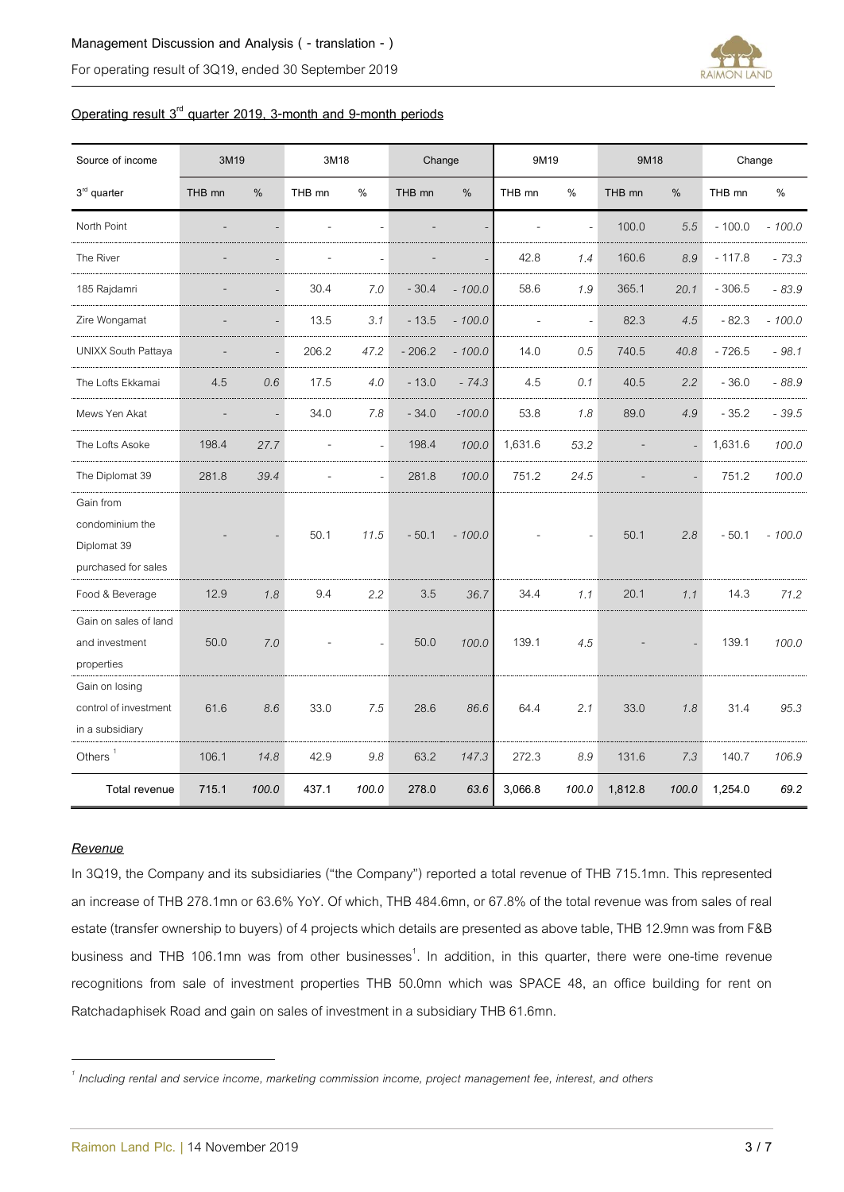## Operating result 3[rd] quarter 2019, 3-month and 9-month periods

| Source of income | 3M19 | | 3M18 | | Change | | 9M19 | | 9M18 | | Change | |
|---|---|---|---|---|---|---|---|---|---|---|---|---|
| 3[rd] quarter | THB mn | % | THB mn | % | THB mn | % | THB mn | % | THB mn | % | THB mn | % |
| North Point | - | - | - | - | - | - | - | - | 100.0 | 5.5 | - 100.0 | - 100.0 |
| The River | - | - | - | - | - | - | 42.8 | 1.4 | 160.6 | 8.9 | - 117.8 | - 73.3 |
| 185 Rajdamri | - | - | 30.4 | 7.0 | - 30.4 | - 100.0 | 58.6 | 1.9 | 365.1 | 20.1 | - 306.5 | - 83.9 |
| Zire Wongamat | - | - | 13.5 | 3.1 | - 13.5 | - 100.0 | - | - | 82.3 | 4.5 | - 82.3 | - 100.0 |
| UNIXX South Pattaya | - | - | 206.2 | 47.2 | - 206.2 | - 100.0 | 14.0 | 0.5 | 740.5 | 40.8 | - 726.5 | - 98.1 |
| The Lofts Ekkamai | 4.5 | 0.6 | 17.5 | 4.0 | - 13.0 | - 74.3 | 4.5 | 0.1 | 40.5 | 2.2 | - 36.0 | - 88.9 |
| Mews Yen Akat | - | - | 34.0 | 7.8 | - 34.0 | -100.0 | 53.8 | 1.8 | 89.0 | 4.9 | - 35.2 | - 39.5 |
| The Lofts Asoke | 198.4 | 27.7 | - | - | 198.4 | 100.0 | 1,631.6 | 53.2 | - | - | 1,631.6 | 100.0 |
| The Diplomat 39 | 281.8 | 39.4 | - | - | 281.8 | 100.0 | 751.2 | 24.5 | - | - | 751.2 | 100.0 |
| Gain from condominium the Diplomat 39 purchased for sales | - | - | 50.1 | 11.5 | - 50.1 | - 100.0 | - | - | 50.1 | 2.8 | - 50.1 | - 100.0 |
| Food & Beverage | 12.9 | 1.8 | 9.4 | 2.2 | 3.5 | 36.7 | 34.4 | 1.1 | 20.1 | 1.1 | 14.3 | 71.2 |
| Gain on sales of land and investment properties | 50.0 | 7.0 | - | - | 50.0 | 100.0 | 139.1 | 4.5 | - | - | 139.1 | 100.0 |
| Gain on losing control of investment in a subsidiary | 61.6 | 8.6 | 33.0 | 7.5 | 28.6 | 86.6 | 64.4 | 2.1 | 33.0 | 1.8 | 31.4 | 95.3 |
| Others [1] | 106.1 | 14.8 | 42.9 | 9.8 | 63.2 | 147.3 | 272.3 | 8.9 | 131.6 | 7.3 | 140.7 | 106.9 |
| **Total revenue** | **715.1** | **100.0** | **437.1** | **100.0** | **278.0** | **63.6** | **3,066.8** | **100.0** | **1,812.8** | **100.0** | **1,254.0** | **69.2** |

### *Revenue*

In 3Q19, the Company and its subsidiaries ("the Company") reported a total revenue of THB 715.1mn. This represented an increase of THB 278.1mn or 63.6% YoY. Of which, THB 484.6mn, or 67.8% of the total revenue was from sales of real estate (transfer ownership to buyers) of 4 projects which details are presented as above table, THB 12.9mn was from F&B business and THB 106.1mn was from other businesses[1]. In addition, in this quarter, there were one-time revenue recognitions from sale of investment properties THB 50.0mn which was SPACE 48, an office building for rent on Ratchadaphisek Road and gain on sales of investment in a subsidiary THB 61.6mn.

---

[1] *Including rental and service income, marketing commission income, project management fee, interest, and others*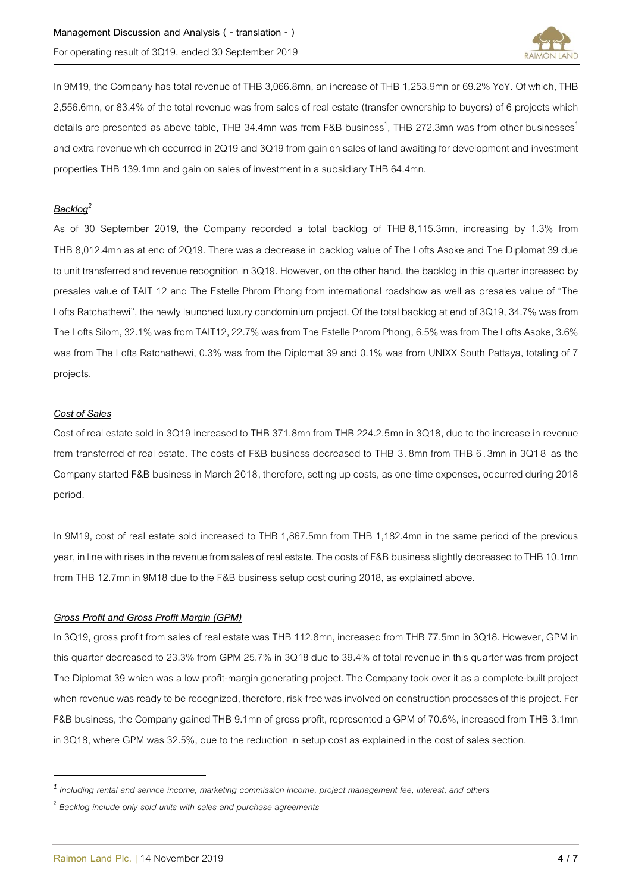In 9M19, the Company has total revenue of THB 3,066.8mn, an increase of THB 1,253.9mn or 69.2% YoY. Of which, THB 2,556.6mn, or 83.4% of the total revenue was from sales of real estate (transfer ownership to buyers) of 6 projects which details are presented as above table, THB 34.4mn was from F&B business[1], THB 272.3mn was from other businesses[1] and extra revenue which occurred in 2Q19 and 3Q19 from gain on sales of land awaiting for development and investment properties THB 139.1mn and gain on sales of investment in a subsidiary THB 64.4mn.

***Backlog[2]***

As of 30 September 2019, the Company recorded a total backlog of THB 8,115.3mn, increasing by 1.3% from THB 8,012.4mn as at end of 2Q19. There was a decrease in backlog value of The Lofts Asoke and The Diplomat 39 due to unit transferred and revenue recognition in 3Q19. However, on the other hand, the backlog in this quarter increased by presales value of TAIT 12 and The Estelle Phrom Phong from international roadshow as well as presales value of "The Lofts Ratchathewi", the newly launched luxury condominium project. Of the total backlog at end of 3Q19, 34.7% was from The Lofts Silom, 32.1% was from TAIT12, 22.7% was from The Estelle Phrom Phong, 6.5% was from The Lofts Asoke, 3.6% was from The Lofts Ratchathewi, 0.3% was from the Diplomat 39 and 0.1% was from UNIXX South Pattaya, totaling of 7 projects.

***Cost of Sales***

Cost of real estate sold in 3Q19 increased to THB 371.8mn from THB 224.2.5mn in 3Q18, due to the increase in revenue from transferred of real estate. The costs of F&B business decreased to THB 3.8mn from THB 6.3mn in 3Q18 as the Company started F&B business in March 2018, therefore, setting up costs, as one-time expenses, occurred during 2018 period.

In 9M19, cost of real estate sold increased to THB 1,867.5mn from THB 1,182.4mn in the same period of the previous year, in line with rises in the revenue from sales of real estate. The costs of F&B business slightly decreased to THB 10.1mn from THB 12.7mn in 9M18 due to the F&B business setup cost during 2018, as explained above.

***Gross Profit and Gross Profit Margin (GPM)***

In 3Q19, gross profit from sales of real estate was THB 112.8mn, increased from THB 77.5mn in 3Q18. However, GPM in this quarter decreased to 23.3% from GPM 25.7% in 3Q18 due to 39.4% of total revenue in this quarter was from project The Diplomat 39 which was a low profit-margin generating project. The Company took over it as a complete-built project when revenue was ready to be recognized, therefore, risk-free was involved on construction processes of this project. For F&B business, the Company gained THB 9.1mn of gross profit, represented a GPM of 70.6%, increased from THB 3.1mn in 3Q18, where GPM was 32.5%, due to the reduction in setup cost as explained in the cost of sales section.

---

[1] *Including rental and service income, marketing commission income, project management fee, interest, and others*

[2] *Backlog include only sold units with sales and purchase agreements*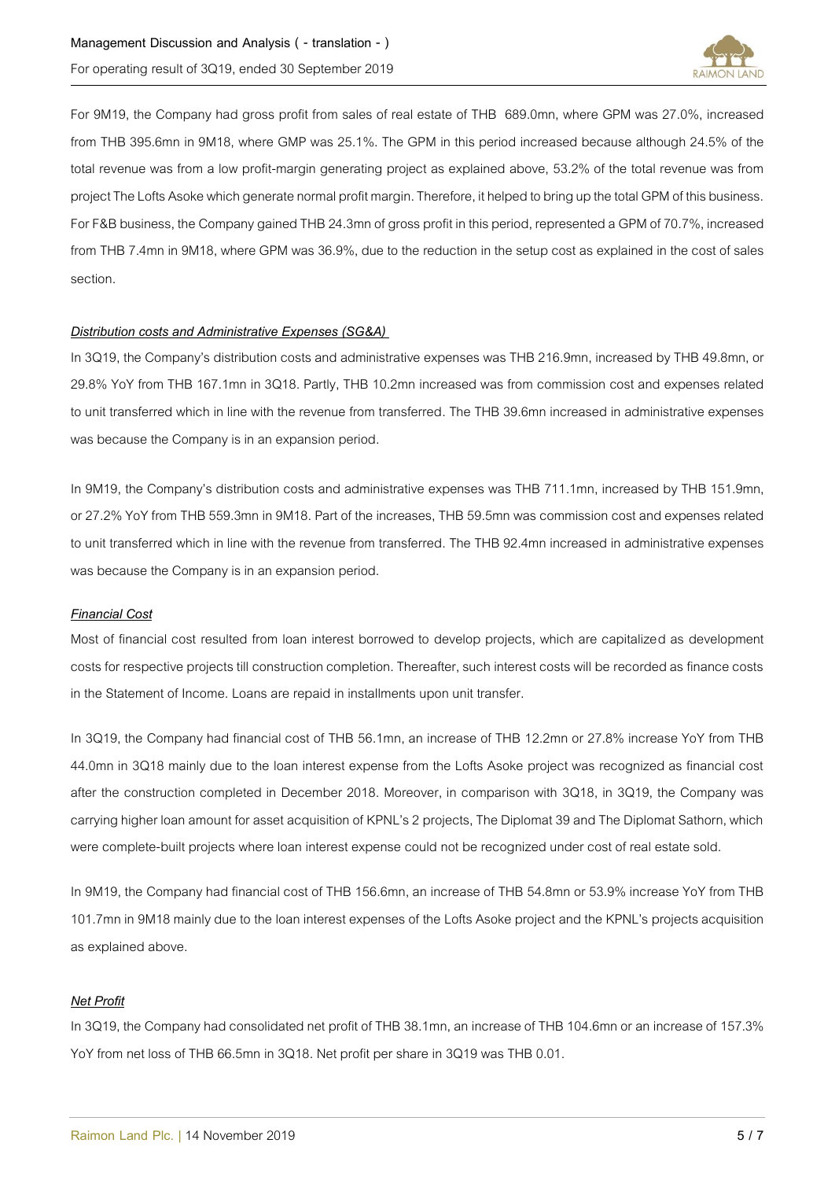For 9M19, the Company had gross profit from sales of real estate of THB 689.0mn, where GPM was 27.0%, increased from THB 395.6mn in 9M18, where GMP was 25.1%. The GPM in this period increased because although 24.5% of the total revenue was from a low profit-margin generating project as explained above, 53.2% of the total revenue was from project The Lofts Asoke which generate normal profit margin. Therefore, it helped to bring up the total GPM of this business. For F&B business, the Company gained THB 24.3mn of gross profit in this period, represented a GPM of 70.7%, increased from THB 7.4mn in 9M18, where GPM was 36.9%, due to the reduction in the setup cost as explained in the cost of sales section.

***Distribution costs and Administrative Expenses (SG&A)***

In 3Q19, the Company's distribution costs and administrative expenses was THB 216.9mn, increased by THB 49.8mn, or 29.8% YoY from THB 167.1mn in 3Q18. Partly, THB 10.2mn increased was from commission cost and expenses related to unit transferred which in line with the revenue from transferred. The THB 39.6mn increased in administrative expenses was because the Company is in an expansion period.

In 9M19, the Company's distribution costs and administrative expenses was THB 711.1mn, increased by THB 151.9mn, or 27.2% YoY from THB 559.3mn in 9M18. Part of the increases, THB 59.5mn was commission cost and expenses related to unit transferred which in line with the revenue from transferred. The THB 92.4mn increased in administrative expenses was because the Company is in an expansion period.

***Financial Cost***

Most of financial cost resulted from loan interest borrowed to develop projects, which are capitalized as development costs for respective projects till construction completion. Thereafter, such interest costs will be recorded as finance costs in the Statement of Income. Loans are repaid in installments upon unit transfer.

In 3Q19, the Company had financial cost of THB 56.1mn, an increase of THB 12.2mn or 27.8% increase YoY from THB 44.0mn in 3Q18 mainly due to the loan interest expense from the Lofts Asoke project was recognized as financial cost after the construction completed in December 2018. Moreover, in comparison with 3Q18, in 3Q19, the Company was carrying higher loan amount for asset acquisition of KPNL's 2 projects, The Diplomat 39 and The Diplomat Sathorn, which were complete-built projects where loan interest expense could not be recognized under cost of real estate sold.

In 9M19, the Company had financial cost of THB 156.6mn, an increase of THB 54.8mn or 53.9% increase YoY from THB 101.7mn in 9M18 mainly due to the loan interest expenses of the Lofts Asoke project and the KPNL's projects acquisition as explained above.

***Net Profit***

In 3Q19, the Company had consolidated net profit of THB 38.1mn, an increase of THB 104.6mn or an increase of 157.3% YoY from net loss of THB 66.5mn in 3Q18. Net profit per share in 3Q19 was THB 0.01.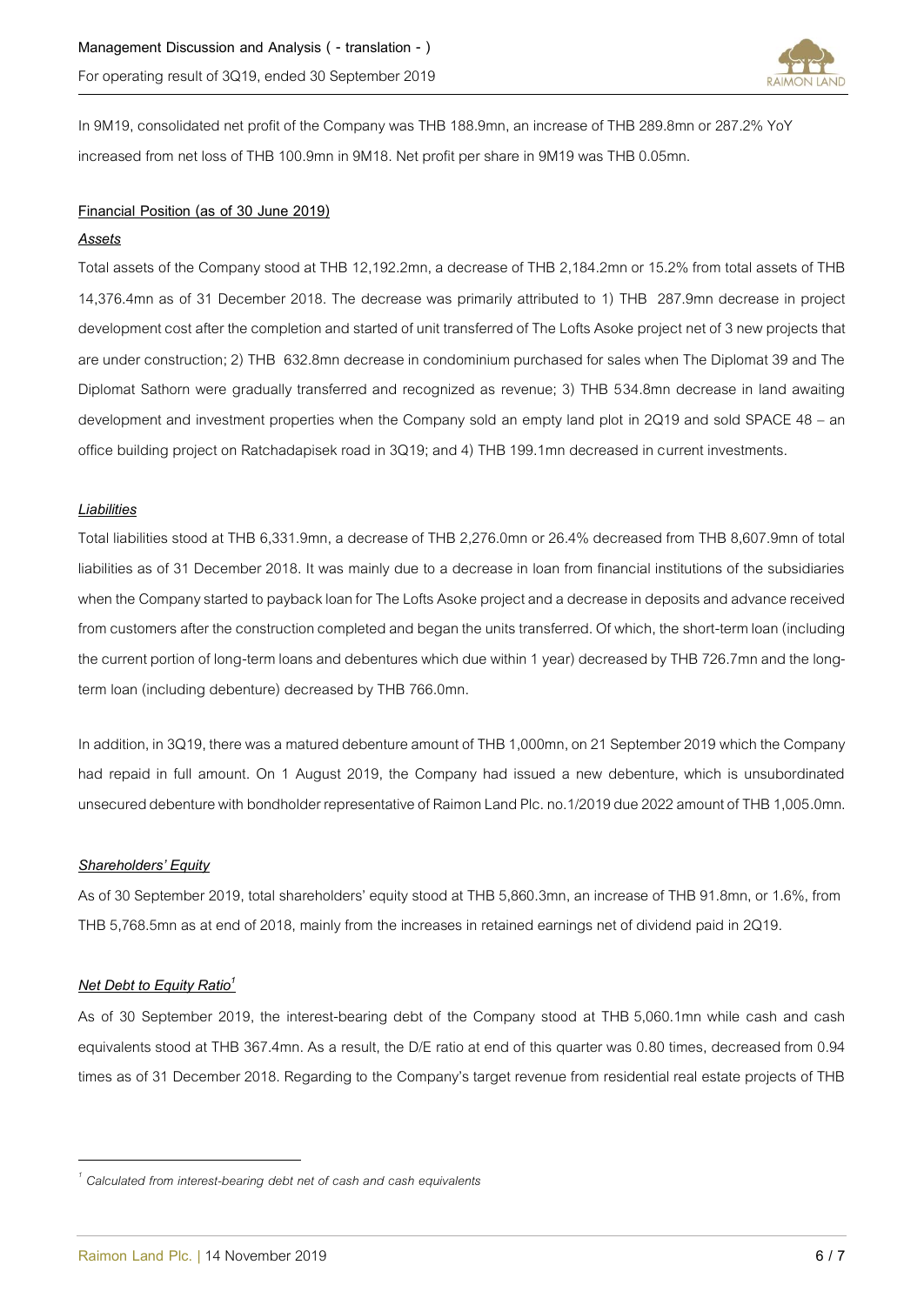In 9M19, consolidated net profit of the Company was THB 188.9mn, an increase of THB 289.8mn or 287.2% YoY increased from net loss of THB 100.9mn in 9M18. Net profit per share in 9M19 was THB 0.05mn.

**Financial Position (as of 30 June 2019)**

***Assets***

Total assets of the Company stood at THB 12,192.2mn, a decrease of THB 2,184.2mn or 15.2% from total assets of THB 14,376.4mn as of 31 December 2018. The decrease was primarily attributed to 1) THB 287.9mn decrease in project development cost after the completion and started of unit transferred of The Lofts Asoke project net of 3 new projects that are under construction; 2) THB 632.8mn decrease in condominium purchased for sales when The Diplomat 39 and The Diplomat Sathorn were gradually transferred and recognized as revenue; 3) THB 534.8mn decrease in land awaiting development and investment properties when the Company sold an empty land plot in 2Q19 and sold SPACE 48 – an office building project on Ratchadapisek road in 3Q19; and 4) THB 199.1mn decreased in current investments.

***Liabilities***

Total liabilities stood at THB 6,331.9mn, a decrease of THB 2,276.0mn or 26.4% decreased from THB 8,607.9mn of total liabilities as of 31 December 2018. It was mainly due to a decrease in loan from financial institutions of the subsidiaries when the Company started to payback loan for The Lofts Asoke project and a decrease in deposits and advance received from customers after the construction completed and began the units transferred. Of which, the short-term loan (including the current portion of long-term loans and debentures which due within 1 year) decreased by THB 726.7mn and the long-term loan (including debenture) decreased by THB 766.0mn.

In addition, in 3Q19, there was a matured debenture amount of THB 1,000mn, on 21 September 2019 which the Company had repaid in full amount. On 1 August 2019, the Company had issued a new debenture, which is unsubordinated unsecured debenture with bondholder representative of Raimon Land Plc. no.1/2019 due 2022 amount of THB 1,005.0mn.

***Shareholders' Equity***

As of 30 September 2019, total shareholders' equity stood at THB 5,860.3mn, an increase of THB 91.8mn, or 1.6%, from THB 5,768.5mn as at end of 2018, mainly from the increases in retained earnings net of dividend paid in 2Q19.

***Net Debt to Equity Ratio[1]***

As of 30 September 2019, the interest-bearing debt of the Company stood at THB 5,060.1mn while cash and cash equivalents stood at THB 367.4mn. As a result, the D/E ratio at end of this quarter was 0.80 times, decreased from 0.94 times as of 31 December 2018. Regarding to the Company's target revenue from residential real estate projects of THB

---

[1] *Calculated from interest-bearing debt net of cash and cash equivalents*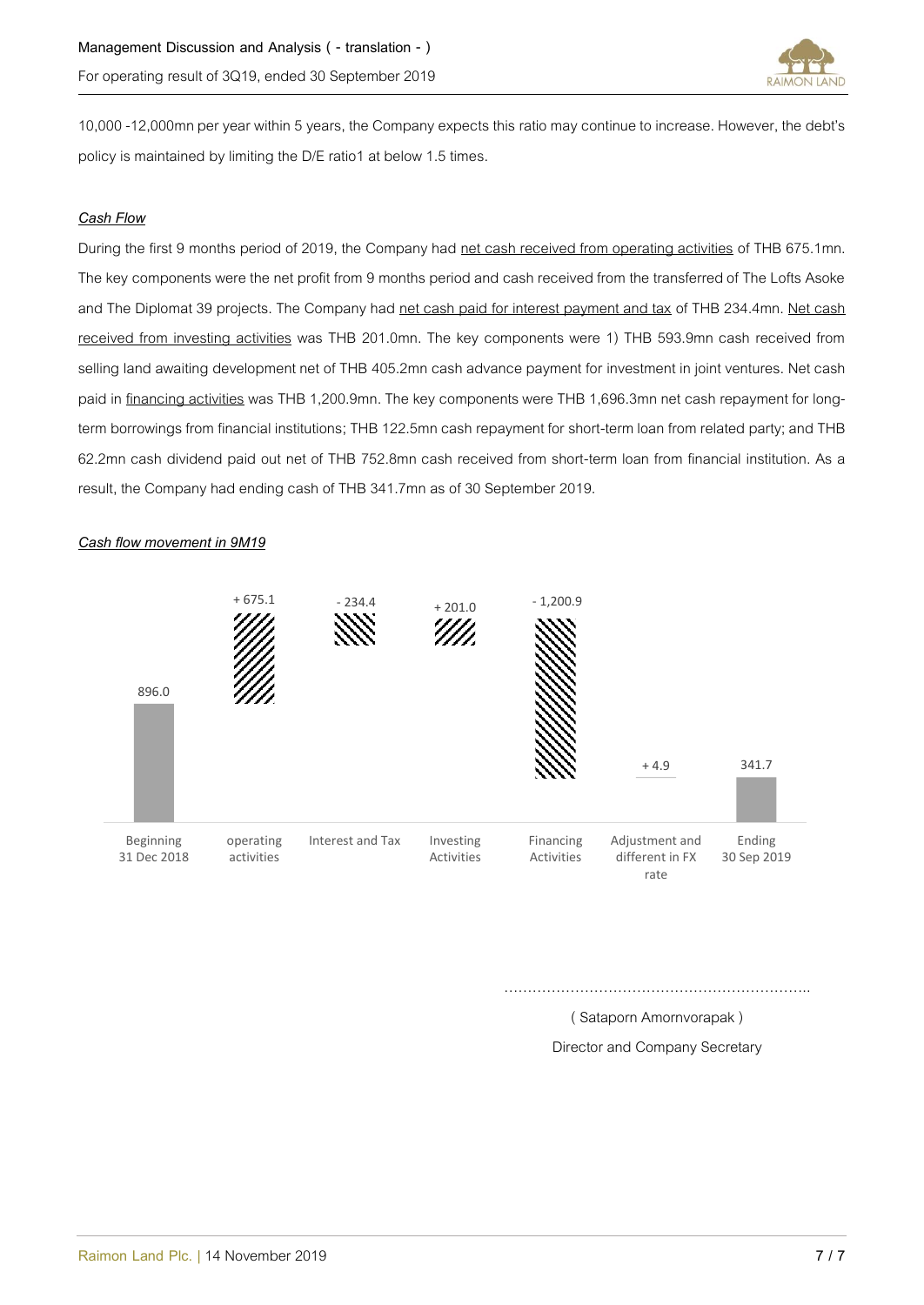10,000 -12,000mn per year within 5 years, the Company expects this ratio may continue to increase. However, the debt's policy is maintained by limiting the D/E ratio1 at below 1.5 times.

***Cash Flow***

During the first 9 months period of 2019, the Company had net cash received from operating activities of THB 675.1mn. The key components were the net profit from 9 months period and cash received from the transferred of The Lofts Asoke and The Diplomat 39 projects. The Company had net cash paid for interest payment and tax of THB 234.4mn. Net cash received from investing activities was THB 201.0mn. The key components were 1) THB 593.9mn cash received from selling land awaiting development net of THB 405.2mn cash advance payment for investment in joint ventures. Net cash paid in financing activities was THB 1,200.9mn. The key components were THB 1,696.3mn net cash repayment for long-term borrowings from financial institutions; THB 122.5mn cash repayment for short-term loan from related party; and THB 62.2mn cash dividend paid out net of THB 752.8mn cash received from short-term loan from financial institution. As a result, the Company had ending cash of THB 341.7mn as of 30 September 2019.

***Cash flow movement in 9M19***

896.0
+ 675.1
- 234.4
+ 201.0
- 1,200.9
+ 4.9
341.7

Beginning 31 Dec 2018
operating activities
Interest and Tax
Investing Activities
Financing Activities
Adjustment and different in FX rate
Ending 30 Sep 2019

…………………………………………………………..

( Sataporn Amornvorapak )

Director and Company Secretary